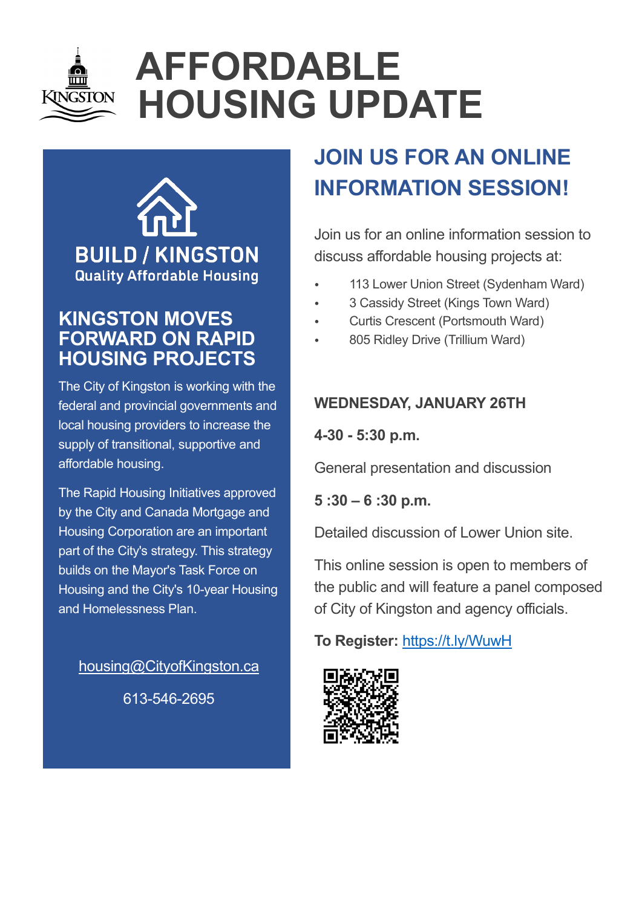# AFFORDABLE HOUSING UPDATE

**BUILD / KINGSTON**
Quality Affordable Housing

## KINGSTON MOVES FORWARD ON RAPID HOUSING PROJECTS

The City of Kingston is working with the federal and provincial governments and local housing providers to increase the supply of transitional, supportive and affordable housing.

The Rapid Housing Initiatives approved by the City and Canada Mortgage and Housing Corporation are an important part of the City's strategy. This strategy builds on the Mayor's Task Force on Housing and the City's 10-year Housing and Homelessness Plan.

housing@CityofKingston.ca

613-546-2695

## JOIN US FOR AN ONLINE INFORMATION SESSION!

Join us for an online information session to discuss affordable housing projects at:

- 113 Lower Union Street (Sydenham Ward)
- 3 Cassidy Street (Kings Town Ward)
- Curtis Crescent (Portsmouth Ward)
- 805 Ridley Drive (Trillium Ward)

**WEDNESDAY, JANUARY 26TH**

**4-30 - 5:30 p.m.**

General presentation and discussion

**5 :30 – 6 :30 p.m.**

Detailed discussion of Lower Union site.

This online session is open to members of the public and will feature a panel composed of City of Kingston and agency officials.

**To Register:** https://t.ly/WuwH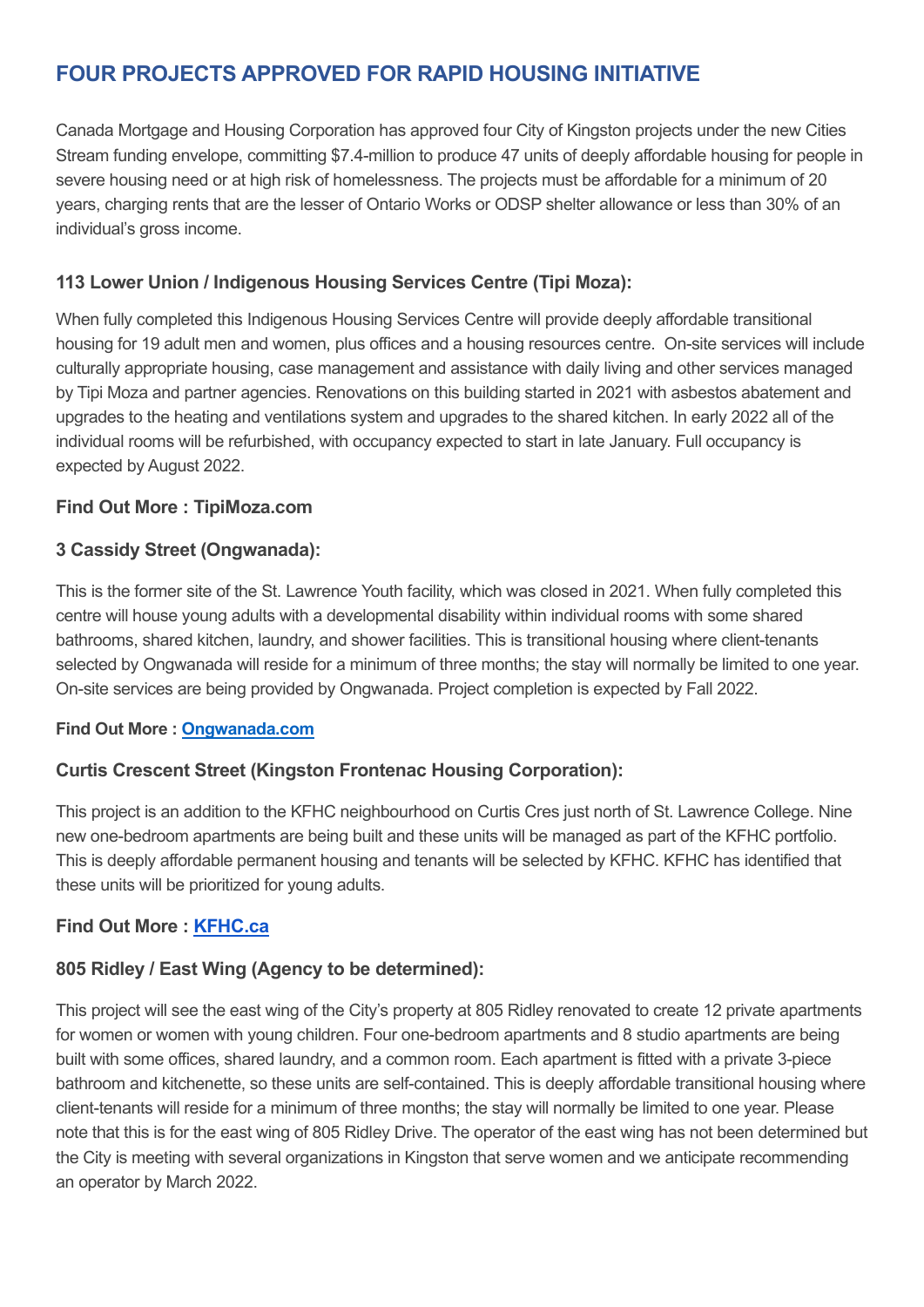## FOUR PROJECTS APPROVED FOR RAPID HOUSING INITIATIVE

Canada Mortgage and Housing Corporation has approved four City of Kingston projects under the new Cities Stream funding envelope, committing $7.4-million to produce 47 units of deeply affordable housing for people in severe housing need or at high risk of homelessness. The projects must be affordable for a minimum of 20 years, charging rents that are the lesser of Ontario Works or ODSP shelter allowance or less than 30% of an individual's gross income.

### 113 Lower Union / Indigenous Housing Services Centre (Tipi Moza):

When fully completed this Indigenous Housing Services Centre will provide deeply affordable transitional housing for 19 adult men and women, plus offices and a housing resources centre. On-site services will include culturally appropriate housing, case management and assistance with daily living and other services managed by Tipi Moza and partner agencies. Renovations on this building started in 2021 with asbestos abatement and upgrades to the heating and ventilations system and upgrades to the shared kitchen. In early 2022 all of the individual rooms will be refurbished, with occupancy expected to start in late January. Full occupancy is expected by August 2022.

**Find Out More : TipiMoza.com**

### 3 Cassidy Street (Ongwanada):

This is the former site of the St. Lawrence Youth facility, which was closed in 2021. When fully completed this centre will house young adults with a developmental disability within individual rooms with some shared bathrooms, shared kitchen, laundry, and shower facilities. This is transitional housing where client-tenants selected by Ongwanada will reside for a minimum of three months; the stay will normally be limited to one year. On-site services are being provided by Ongwanada. Project completion is expected by Fall 2022.

**Find Out More : Ongwanada.com**

### Curtis Crescent Street (Kingston Frontenac Housing Corporation):

This project is an addition to the KFHC neighbourhood on Curtis Cres just north of St. Lawrence College. Nine new one-bedroom apartments are being built and these units will be managed as part of the KFHC portfolio. This is deeply affordable permanent housing and tenants will be selected by KFHC. KFHC has identified that these units will be prioritized for young adults.

**Find Out More : KFHC.ca**

### 805 Ridley / East Wing (Agency to be determined):

This project will see the east wing of the City's property at 805 Ridley renovated to create 12 private apartments for women or women with young children. Four one-bedroom apartments and 8 studio apartments are being built with some offices, shared laundry, and a common room. Each apartment is fitted with a private 3-piece bathroom and kitchenette, so these units are self-contained. This is deeply affordable transitional housing where client-tenants will reside for a minimum of three months; the stay will normally be limited to one year. Please note that this is for the east wing of 805 Ridley Drive. The operator of the east wing has not been determined but the City is meeting with several organizations in Kingston that serve women and we anticipate recommending an operator by March 2022.